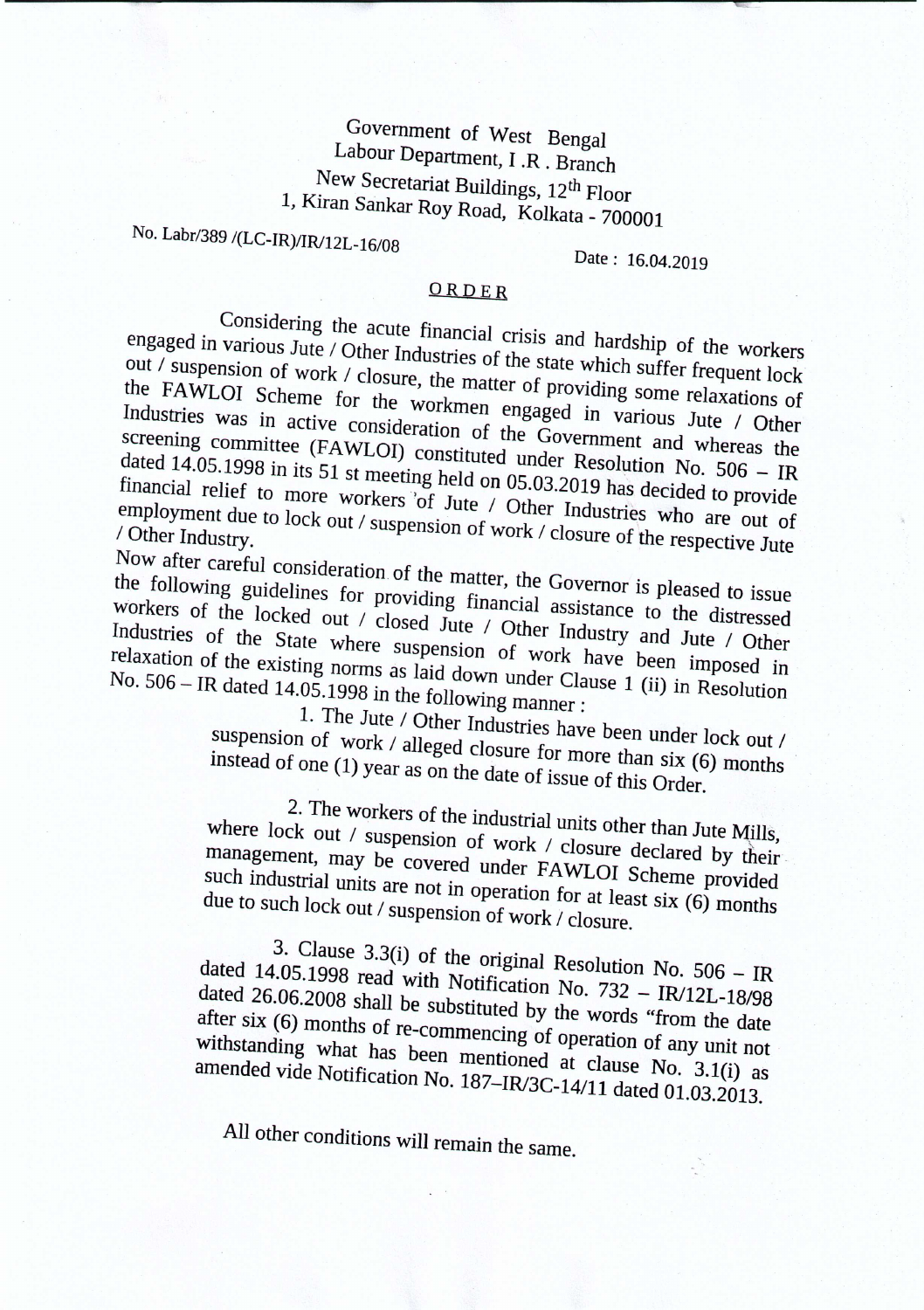Government of West Bengal
Labour Department, I .R . Branch
New Secretariat Buildings, 12th Floor
1, Kiran Sankar Roy Road, Kolkata - 700001

No. Labr/389 /(LC-IR)/IR/12L-16/08

Date : 16.04.2019

## ORDER

Considering the acute financial crisis and hardship of the workers engaged in various Jute / Other Industries of the state which suffer frequent lock out / suspension of work / closure, the matter of providing some relaxations of the FAWLOI Scheme for the workmen engaged in various Jute / Other Industries was in active consideration of the Government and whereas the screening committee (FAWLOI) constituted under Resolution No. 506 – IR dated 14.05.1998 in its 51 st meeting held on 05.03.2019 has decided to provide financial relief to more workers of Jute / Other Industries who are out of employment due to lock out / suspension of work / closure of the respective Jute / Other Industry.

Now after careful consideration of the matter, the Governor is pleased to issue the following guidelines for providing financial assistance to the distressed workers of the locked out / closed Jute / Other Industry and Jute / Other Industries of the State where suspension of work have been imposed in relaxation of the existing norms as laid down under Clause 1 (ii) in Resolution No. 506 – IR dated 14.05.1998 in the following manner :

1. The Jute / Other Industries have been under lock out / suspension of work / alleged closure for more than six (6) months instead of one (1) year as on the date of issue of this Order.

2. The workers of the industrial units other than Jute Mills, where lock out / suspension of work / closure declared by their management, may be covered under FAWLOI Scheme provided such industrial units are not in operation for at least six (6) months due to such lock out / suspension of work / closure.

3. Clause 3.3(i) of the original Resolution No. 506 – IR dated 14.05.1998 read with Notification No. 732 – IR/12L-18/98 dated 26.06.2008 shall be substituted by the words "from the date after six (6) months of re-commencing of operation of any unit not withstanding what has been mentioned at clause No. 3.1(i) as amended vide Notification No. 187–IR/3C-14/11 dated 01.03.2013.

All other conditions will remain the same.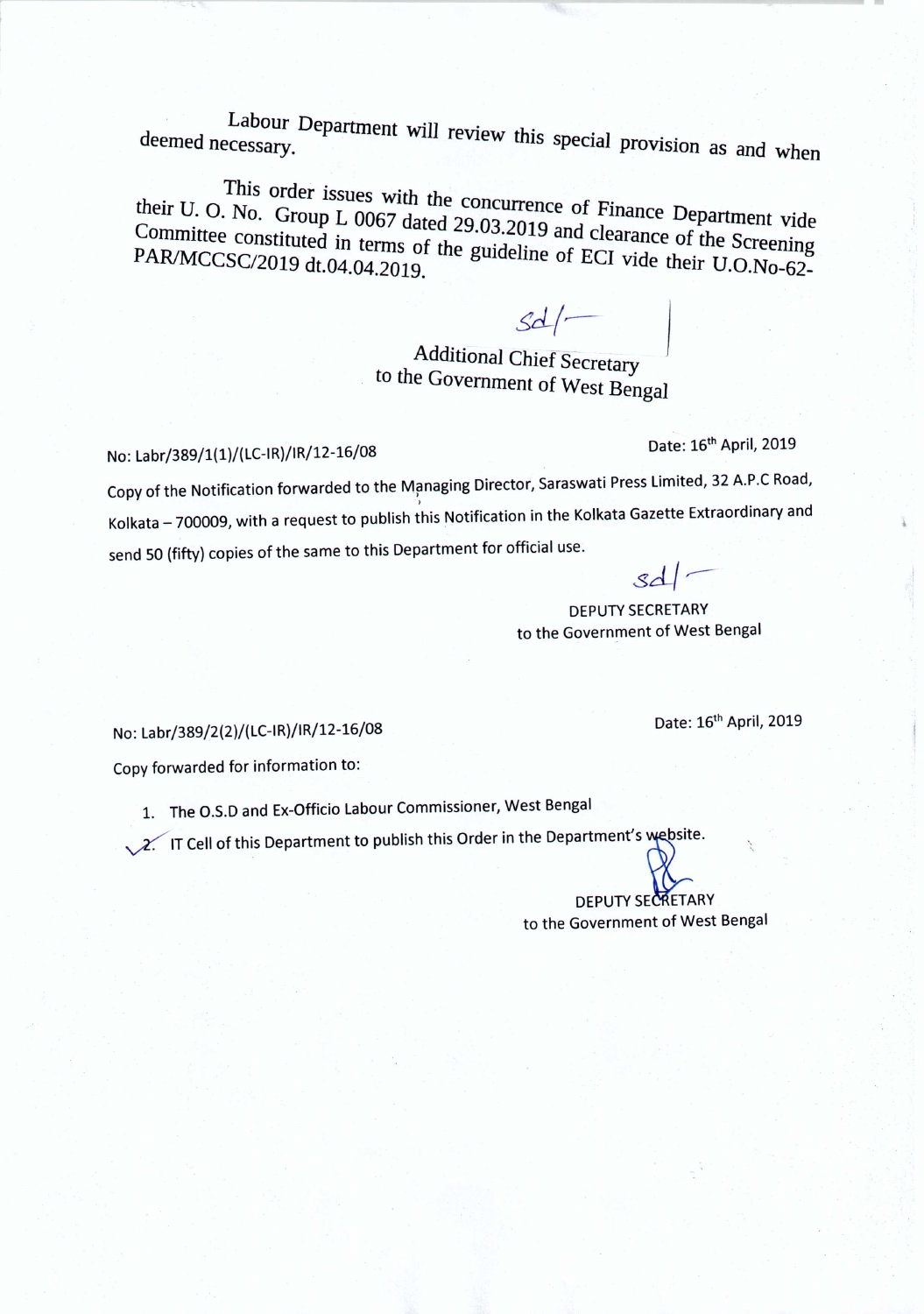Labour Department will review this special provision as and when deemed necessary.

This order issues with the concurrence of Finance Department vide their U. O. No. Group L 0067 dated 29.03.2019 and clearance of the Screening Committee constituted in terms of the guideline of ECI vide their U.O.No-62-PAR/MCCSC/2019 dt.04.04.2019.

Sd/-

Additional Chief Secretary
to the Government of West Bengal

No: Labr/389/1(1)/(LC-IR)/IR/12-16/08 Date: 16th April, 2019

Copy of the Notification forwarded to the Managing Director, Saraswati Press Limited, 32 A.P.C Road, Kolkata – 700009, with a request to publish this Notification in the Kolkata Gazette Extraordinary and send 50 (fifty) copies of the same to this Department for official use.

Sd/-

DEPUTY SECRETARY
to the Government of West Bengal

No: Labr/389/2(2)/(LC-IR)/IR/12-16/08 Date: 16th April, 2019

Copy forwarded for information to:

1. The O.S.D and Ex-Officio Labour Commissioner, West Bengal
2. IT Cell of this Department to publish this Order in the Department's website.

DEPUTY SECRETARY
to the Government of West Bengal